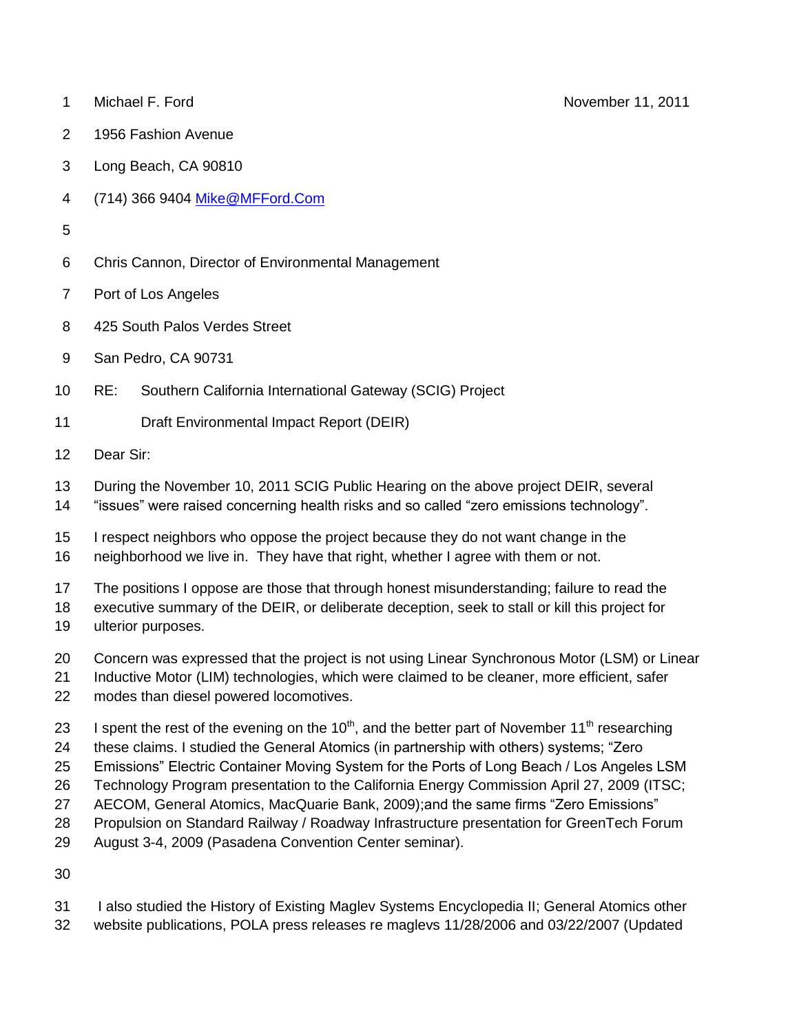Michael F. Ford November 11, 2011

1956 Fashion Avenue

Long Beach, CA 90810

(714) 366 9404 Mike@MFFord.Com

Chris Cannon, Director of Environmental Management

Port of Los Angeles

425 South Palos Verdes Street

San Pedro, CA 90731

RE: Southern California International Gateway (SCIG) Project

Draft Environmental Impact Report (DEIR)

Dear Sir:

During the November 10, 2011 SCIG Public Hearing on the above project DEIR, several "issues" were raised concerning health risks and so called "zero emissions technology".

I respect neighbors who oppose the project because they do not want change in the neighborhood we live in. They have that right, whether I agree with them or not.

The positions I oppose are those that through honest misunderstanding; failure to read the executive summary of the DEIR, or deliberate deception, seek to stall or kill this project for ulterior purposes.

Concern was expressed that the project is not using Linear Synchronous Motor (LSM) or Linear Inductive Motor (LIM) technologies, which were claimed to be cleaner, more efficient, safer modes than diesel powered locomotives.

I spent the rest of the evening on the 10th, and the better part of November 11th researching these claims. I studied the General Atomics (in partnership with others) systems; "Zero Emissions" Electric Container Moving System for the Ports of Long Beach / Los Angeles LSM Technology Program presentation to the California Energy Commission April 27, 2009 (ITSC; AECOM, General Atomics, MacQuarie Bank, 2009);and the same firms "Zero Emissions" Propulsion on Standard Railway / Roadway Infrastructure presentation for GreenTech Forum August 3-4, 2009 (Pasadena Convention Center seminar).

I also studied the History of Existing Maglev Systems Encyclopedia II; General Atomics other website publications, POLA press releases re maglevs 11/28/2006 and 03/22/2007 (Updated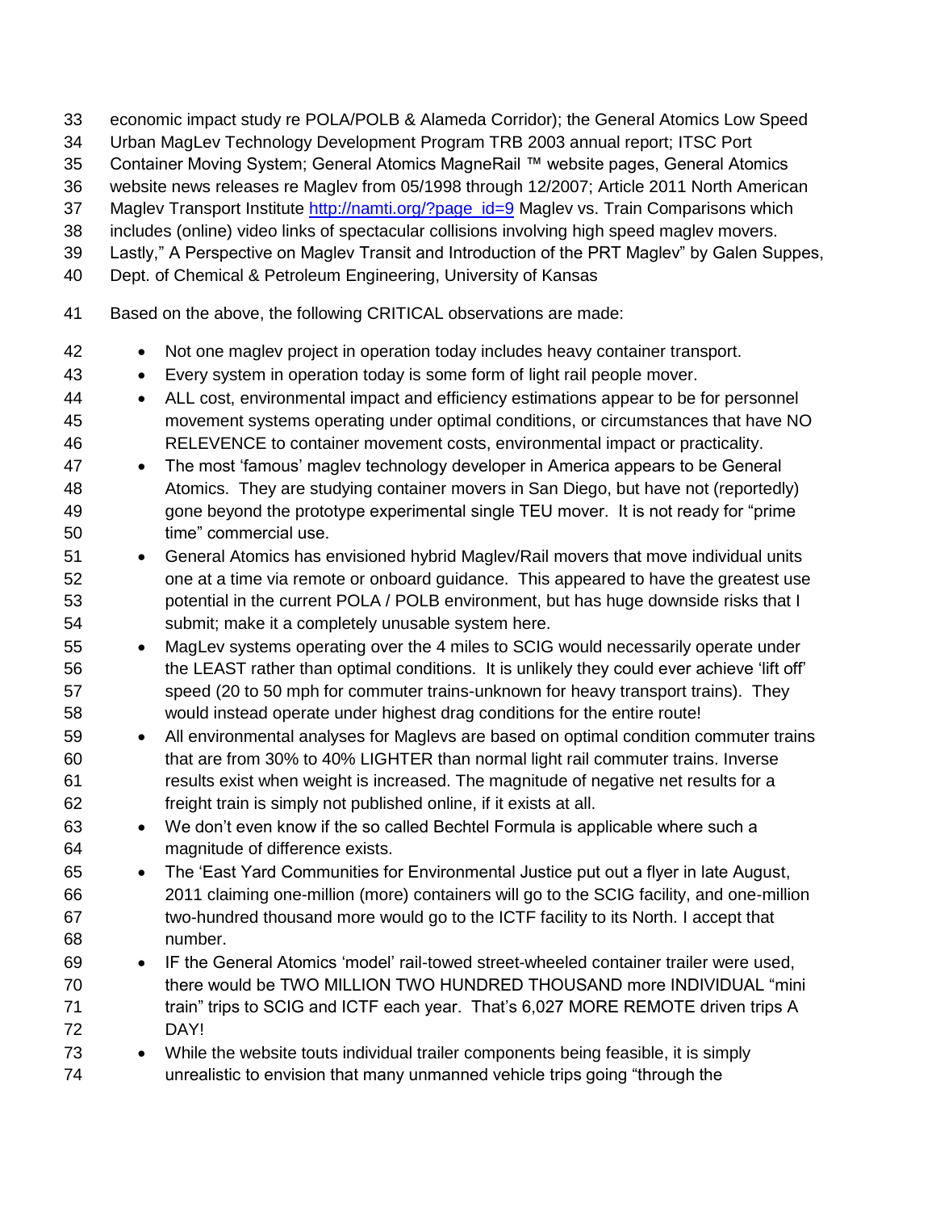economic impact study re POLA/POLB & Alameda Corridor); the General Atomics Low Speed Urban MagLev Technology Development Program TRB 2003 annual report; ITSC Port Container Moving System; General Atomics MagneRail ™ website pages, General Atomics website news releases re Maglev from 05/1998 through 12/2007; Article 2011 North American Maglev Transport Institute [http://namti.org/?page_id=9](http://namti.org/?page_id=9) Maglev vs. Train Comparisons which includes (online) video links of spectacular collisions involving high speed maglev movers. Lastly," A Perspective on Maglev Transit and Introduction of the PRT Maglev" by Galen Suppes, Dept. of Chemical & Petroleum Engineering, University of Kansas

Based on the above, the following CRITICAL observations are made:

- Not one maglev project in operation today includes heavy container transport.
- Every system in operation today is some form of light rail people mover.
- ALL cost, environmental impact and efficiency estimations appear to be for personnel movement systems operating under optimal conditions, or circumstances that have NO RELEVENCE to container movement costs, environmental impact or practicality.
- The most 'famous' maglev technology developer in America appears to be General Atomics. They are studying container movers in San Diego, but have not (reportedly) gone beyond the prototype experimental single TEU mover. It is not ready for "prime time" commercial use.
- General Atomics has envisioned hybrid Maglev/Rail movers that move individual units one at a time via remote or onboard guidance. This appeared to have the greatest use potential in the current POLA / POLB environment, but has huge downside risks that I submit; make it a completely unusable system here.
- MagLev systems operating over the 4 miles to SCIG would necessarily operate under the LEAST rather than optimal conditions. It is unlikely they could ever achieve 'lift off' speed (20 to 50 mph for commuter trains-unknown for heavy transport trains). They would instead operate under highest drag conditions for the entire route!
- All environmental analyses for Maglevs are based on optimal condition commuter trains that are from 30% to 40% LIGHTER than normal light rail commuter trains. Inverse results exist when weight is increased. The magnitude of negative net results for a freight train is simply not published online, if it exists at all.
- We don't even know if the so called Bechtel Formula is applicable where such a magnitude of difference exists.
- The 'East Yard Communities for Environmental Justice put out a flyer in late August, 2011 claiming one-million (more) containers will go to the SCIG facility, and one-million two-hundred thousand more would go to the ICTF facility to its North. I accept that number.
- IF the General Atomics 'model' rail-towed street-wheeled container trailer were used, there would be TWO MILLION TWO HUNDRED THOUSAND more INDIVIDUAL "mini train" trips to SCIG and ICTF each year. That's 6,027 MORE REMOTE driven trips A DAY!
- While the website touts individual trailer components being feasible, it is simply unrealistic to envision that many unmanned vehicle trips going "through the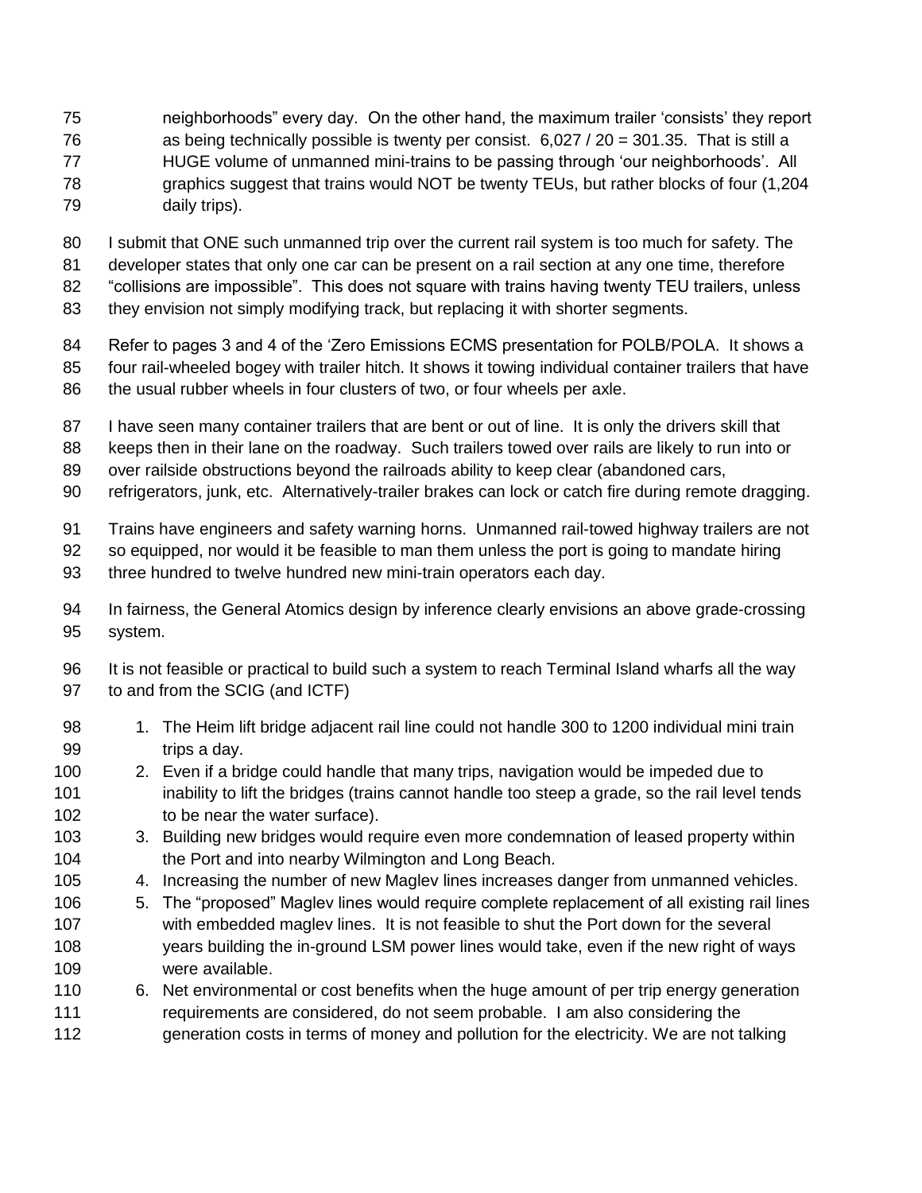neighborhoods" every day. On the other hand, the maximum trailer 'consists' they report as being technically possible is twenty per consist. 6,027 / 20 = 301.35. That is still a HUGE volume of unmanned mini-trains to be passing through 'our neighborhoods'. All graphics suggest that trains would NOT be twenty TEUs, but rather blocks of four (1,204 daily trips).

I submit that ONE such unmanned trip over the current rail system is too much for safety. The developer states that only one car can be present on a rail section at any one time, therefore "collisions are impossible". This does not square with trains having twenty TEU trailers, unless they envision not simply modifying track, but replacing it with shorter segments.

Refer to pages 3 and 4 of the 'Zero Emissions ECMS presentation for POLB/POLA. It shows a four rail-wheeled bogey with trailer hitch. It shows it towing individual container trailers that have the usual rubber wheels in four clusters of two, or four wheels per axle.

I have seen many container trailers that are bent or out of line. It is only the drivers skill that keeps then in their lane on the roadway. Such trailers towed over rails are likely to run into or over railside obstructions beyond the railroads ability to keep clear (abandoned cars, refrigerators, junk, etc. Alternatively-trailer brakes can lock or catch fire during remote dragging.

Trains have engineers and safety warning horns. Unmanned rail-towed highway trailers are not so equipped, nor would it be feasible to man them unless the port is going to mandate hiring three hundred to twelve hundred new mini-train operators each day.

In fairness, the General Atomics design by inference clearly envisions an above grade-crossing system.

It is not feasible or practical to build such a system to reach Terminal Island wharfs all the way to and from the SCIG (and ICTF)

1. The Heim lift bridge adjacent rail line could not handle 300 to 1200 individual mini train trips a day.
2. Even if a bridge could handle that many trips, navigation would be impeded due to inability to lift the bridges (trains cannot handle too steep a grade, so the rail level tends to be near the water surface).
3. Building new bridges would require even more condemnation of leased property within the Port and into nearby Wilmington and Long Beach.
4. Increasing the number of new Maglev lines increases danger from unmanned vehicles.
5. The "proposed" Maglev lines would require complete replacement of all existing rail lines with embedded maglev lines. It is not feasible to shut the Port down for the several years building the in-ground LSM power lines would take, even if the new right of ways were available.
6. Net environmental or cost benefits when the huge amount of per trip energy generation requirements are considered, do not seem probable. I am also considering the generation costs in terms of money and pollution for the electricity. We are not talking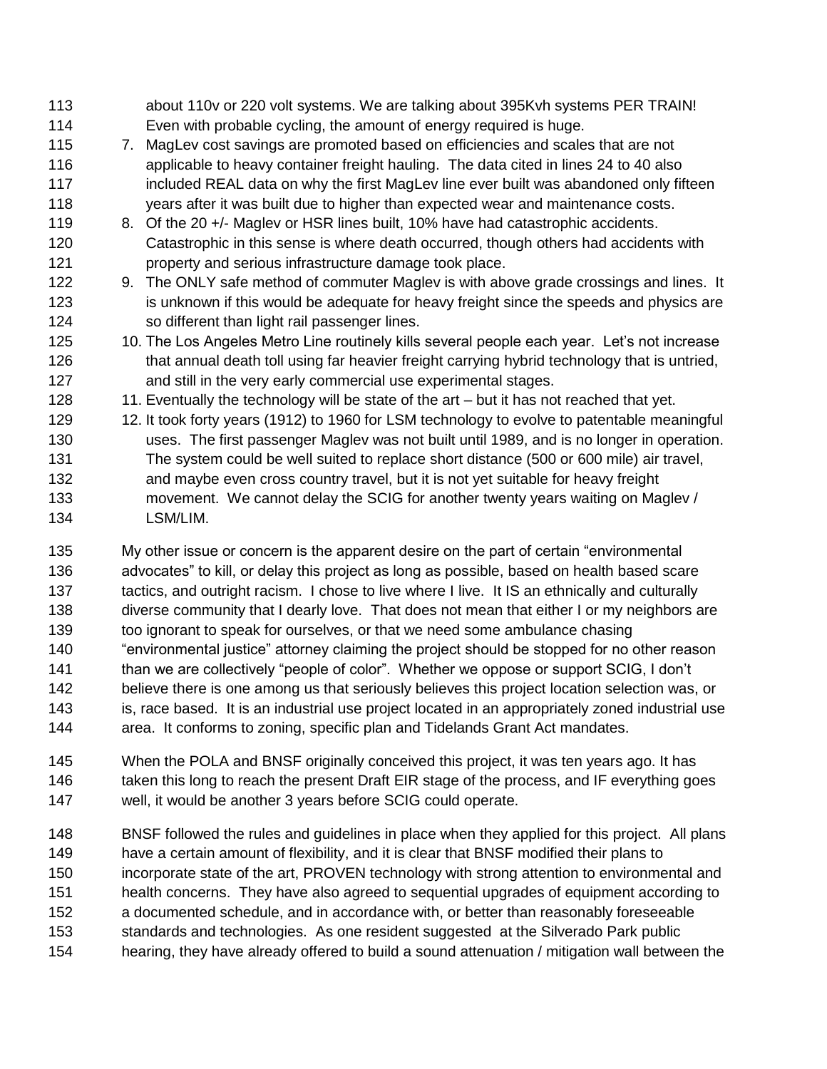about 110v or 220 volt systems. We are talking about 395Kvh systems PER TRAIN! Even with probable cycling, the amount of energy required is huge.

7. MagLev cost savings are promoted based on efficiencies and scales that are not applicable to heavy container freight hauling. The data cited in lines 24 to 40 also included REAL data on why the first MagLev line ever built was abandoned only fifteen years after it was built due to higher than expected wear and maintenance costs.
8. Of the 20 +/- Maglev or HSR lines built, 10% have had catastrophic accidents. Catastrophic in this sense is where death occurred, though others had accidents with property and serious infrastructure damage took place.
9. The ONLY safe method of commuter Maglev is with above grade crossings and lines. It is unknown if this would be adequate for heavy freight since the speeds and physics are so different than light rail passenger lines.
10. The Los Angeles Metro Line routinely kills several people each year. Let's not increase that annual death toll using far heavier freight carrying hybrid technology that is untried, and still in the very early commercial use experimental stages.
11. Eventually the technology will be state of the art – but it has not reached that yet.
12. It took forty years (1912) to 1960 for LSM technology to evolve to patentable meaningful uses. The first passenger Maglev was not built until 1989, and is no longer in operation. The system could be well suited to replace short distance (500 or 600 mile) air travel, and maybe even cross country travel, but it is not yet suitable for heavy freight movement. We cannot delay the SCIG for another twenty years waiting on Maglev / LSM/LIM.

My other issue or concern is the apparent desire on the part of certain "environmental advocates" to kill, or delay this project as long as possible, based on health based scare tactics, and outright racism. I chose to live where I live. It IS an ethnically and culturally diverse community that I dearly love. That does not mean that either I or my neighbors are too ignorant to speak for ourselves, or that we need some ambulance chasing "environmental justice" attorney claiming the project should be stopped for no other reason than we are collectively "people of color". Whether we oppose or support SCIG, I don't believe there is one among us that seriously believes this project location selection was, or is, race based. It is an industrial use project located in an appropriately zoned industrial use area. It conforms to zoning, specific plan and Tidelands Grant Act mandates.

When the POLA and BNSF originally conceived this project, it was ten years ago. It has taken this long to reach the present Draft EIR stage of the process, and IF everything goes well, it would be another 3 years before SCIG could operate.

BNSF followed the rules and guidelines in place when they applied for this project. All plans have a certain amount of flexibility, and it is clear that BNSF modified their plans to incorporate state of the art, PROVEN technology with strong attention to environmental and health concerns. They have also agreed to sequential upgrades of equipment according to a documented schedule, and in accordance with, or better than reasonably foreseeable standards and technologies. As one resident suggested at the Silverado Park public hearing, they have already offered to build a sound attenuation / mitigation wall between the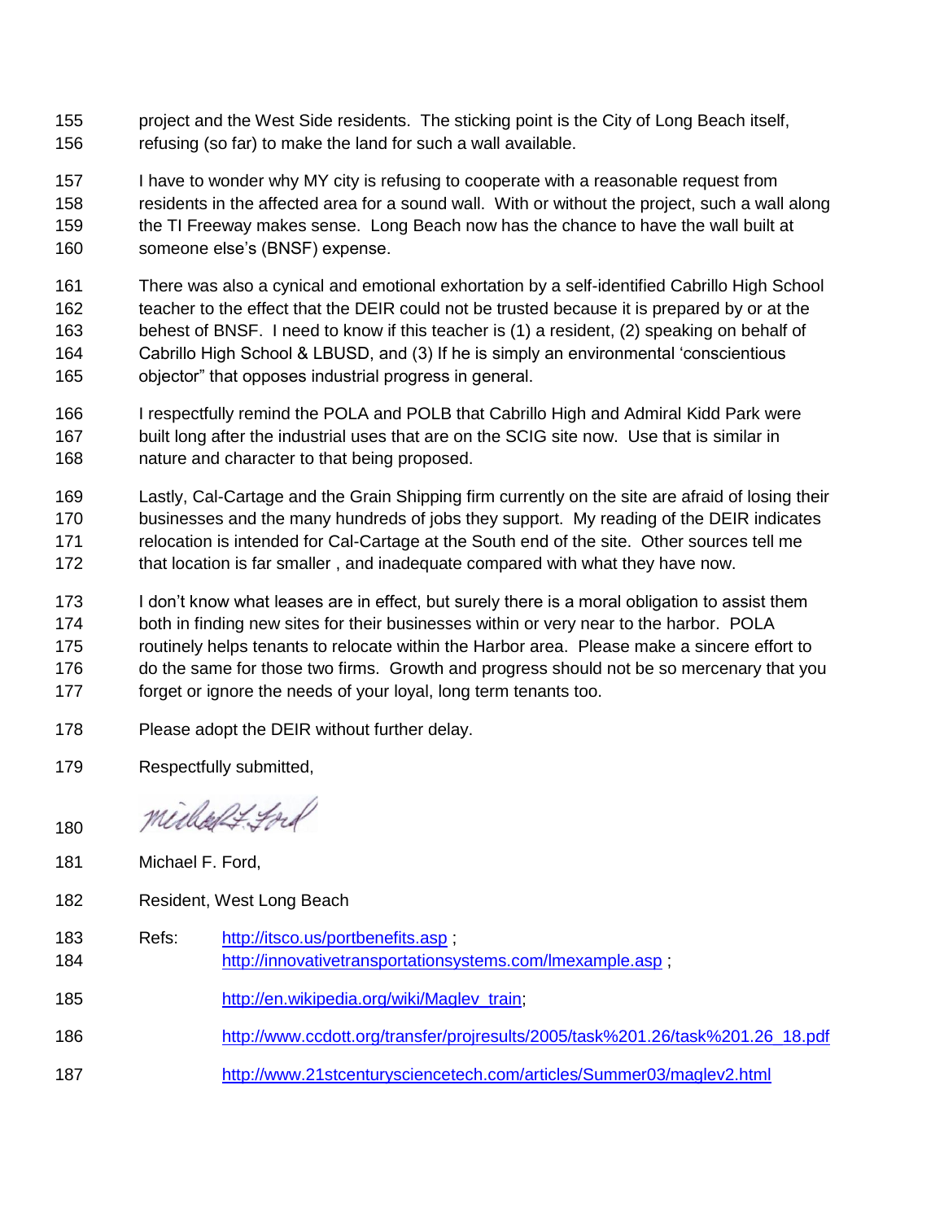project and the West Side residents. The sticking point is the City of Long Beach itself, refusing (so far) to make the land for such a wall available.

I have to wonder why MY city is refusing to cooperate with a reasonable request from residents in the affected area for a sound wall. With or without the project, such a wall along the TI Freeway makes sense. Long Beach now has the chance to have the wall built at someone else's (BNSF) expense.

There was also a cynical and emotional exhortation by a self-identified Cabrillo High School teacher to the effect that the DEIR could not be trusted because it is prepared by or at the behest of BNSF. I need to know if this teacher is (1) a resident, (2) speaking on behalf of Cabrillo High School & LBUSD, and (3) If he is simply an environmental 'conscientious objector" that opposes industrial progress in general.

I respectfully remind the POLA and POLB that Cabrillo High and Admiral Kidd Park were built long after the industrial uses that are on the SCIG site now. Use that is similar in nature and character to that being proposed.

Lastly, Cal-Cartage and the Grain Shipping firm currently on the site are afraid of losing their businesses and the many hundreds of jobs they support. My reading of the DEIR indicates relocation is intended for Cal-Cartage at the South end of the site. Other sources tell me that location is far smaller , and inadequate compared with what they have now.

I don't know what leases are in effect, but surely there is a moral obligation to assist them both in finding new sites for their businesses within or very near to the harbor. POLA routinely helps tenants to relocate within the Harbor area. Please make a sincere effort to do the same for those two firms. Growth and progress should not be so mercenary that you forget or ignore the needs of your loyal, long term tenants too.

Please adopt the DEIR without further delay.

Respectfully submitted,

Michael F. Ford

Michael F. Ford,

Resident, West Long Beach

Refs: http://itsco.us/portbenefits.asp ;
http://innovativetransportationsystems.com/lmexample.asp ;
http://en.wikipedia.org/wiki/Maglev_train;
http://www.ccdott.org/transfer/projresults/2005/task%201.26/task%201.26_18.pdf
http://www.21stcenturysciencetech.com/articles/Summer03/maglev2.html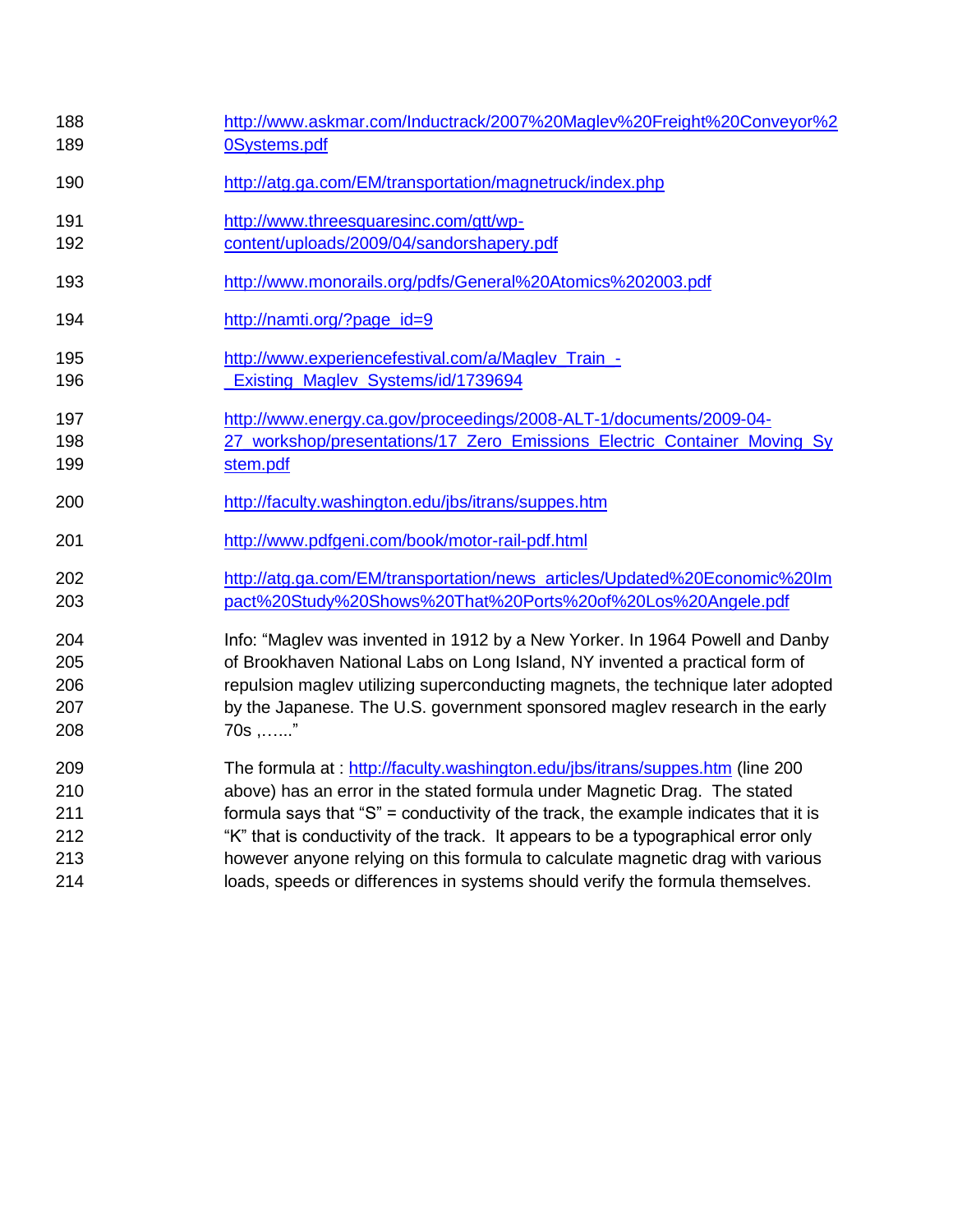188 http://www.askmar.com/Inductrack/2007%20Maglev%20Freight%20Conveyor%2
189 0Systems.pdf

190 http://atg.ga.com/EM/transportation/magnetruck/index.php

191 http://www.threesquaresinc.com/gtt/wp-
192 content/uploads/2009/04/sandorshapery.pdf

193 http://www.monorails.org/pdfs/General%20Atomics%202003.pdf

194 http://namti.org/?page_id=9

195 http://www.experiencefestival.com/a/Maglev_Train_-
196 _Existing_Maglev_Systems/id/1739694

197 http://www.energy.ca.gov/proceedings/2008-ALT-1/documents/2009-04-
198 27_workshop/presentations/17_Zero_Emissions_Electric_Container_Moving_Sy
199 stem.pdf

200 http://faculty.washington.edu/jbs/itrans/suppes.htm

201 http://www.pdfgeni.com/book/motor-rail-pdf.html

202 http://atg.ga.com/EM/transportation/news_articles/Updated%20Economic%20Im
203 pact%20Study%20Shows%20That%20Ports%20of%20Los%20Angele.pdf

204 Info: "Maglev was invented in 1912 by a New Yorker. In 1964 Powell and Danby
205 of Brookhaven National Labs on Long Island, NY invented a practical form of
206 repulsion maglev utilizing superconducting magnets, the technique later adopted
207 by the Japanese. The U.S. government sponsored maglev research in the early
208 70s ,….."

209 The formula at : http://faculty.washington.edu/jbs/itrans/suppes.htm (line 200
210 above) has an error in the stated formula under Magnetic Drag. The stated
211 formula says that "S" = conductivity of the track, the example indicates that it is
212 "K" that is conductivity of the track. It appears to be a typographical error only
213 however anyone relying on this formula to calculate magnetic drag with various
214 loads, speeds or differences in systems should verify the formula themselves.